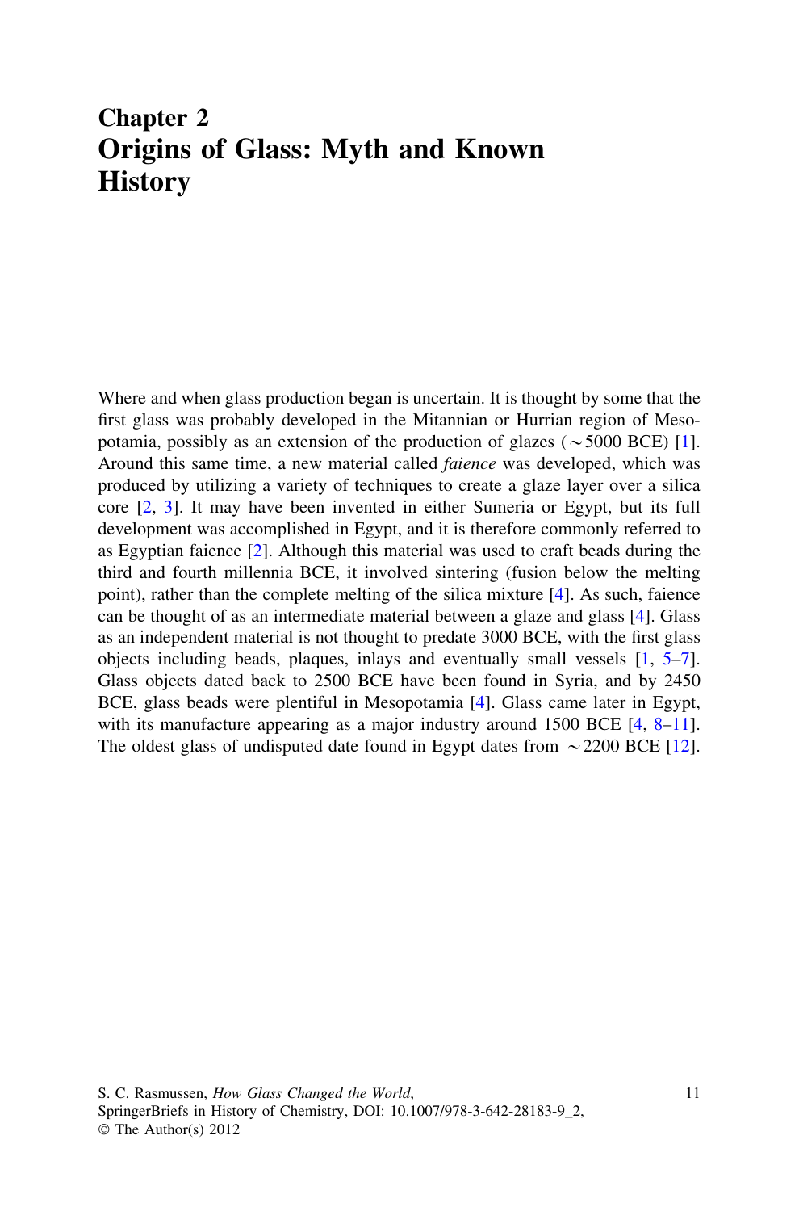# Chapter 2
# Origins of Glass: Myth and Known History

Where and when glass production began is uncertain. It is thought by some that the first glass was probably developed in the Mitannian or Hurrian region of Mesopotamia, possibly as an extension of the production of glazes ($\sim$5000 BCE) [1]. Around this same time, a new material called *faience* was developed, which was produced by utilizing a variety of techniques to create a glaze layer over a silica core [2, 3]. It may have been invented in either Sumeria or Egypt, but its full development was accomplished in Egypt, and it is therefore commonly referred to as Egyptian faience [2]. Although this material was used to craft beads during the third and fourth millennia BCE, it involved sintering (fusion below the melting point), rather than the complete melting of the silica mixture [4]. As such, faience can be thought of as an intermediate material between a glaze and glass [4]. Glass as an independent material is not thought to predate 3000 BCE, with the first glass objects including beads, plaques, inlays and eventually small vessels [1, 5–7]. Glass objects dated back to 2500 BCE have been found in Syria, and by 2450 BCE, glass beads were plentiful in Mesopotamia [4]. Glass came later in Egypt, with its manufacture appearing as a major industry around 1500 BCE [4, 8–11]. The oldest glass of undisputed date found in Egypt dates from $\sim$2200 BCE [12].

S. C. Rasmussen, *How Glass Changed the World*,
SpringerBriefs in History of Chemistry, DOI: 10.1007/978-3-642-28183-9_2,
© The Author(s) 2012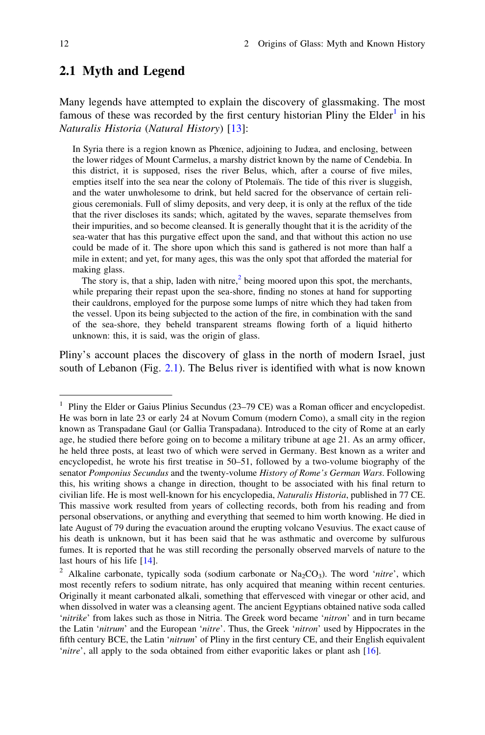## 2.1 Myth and Legend

Many legends have attempted to explain the discovery of glassmaking. The most famous of these was recorded by the first century historian Pliny the Elder[1] in his *Naturalis Historia* (*Natural History*) [13]:

> In Syria there is a region known as Phœnice, adjoining to Judæa, and enclosing, between the lower ridges of Mount Carmelus, a marshy district known by the name of Cendebia. In this district, it is supposed, rises the river Belus, which, after a course of five miles, empties itself into the sea near the colony of Ptolemaïs. The tide of this river is sluggish, and the water unwholesome to drink, but held sacred for the observance of certain religious ceremonials. Full of slimy deposits, and very deep, it is only at the reflux of the tide that the river discloses its sands; which, agitated by the waves, separate themselves from their impurities, and so become cleansed. It is generally thought that it is the acridity of the sea-water that has this purgative effect upon the sand, and that without this action no use could be made of it. The shore upon which this sand is gathered is not more than half a mile in extent; and yet, for many ages, this was the only spot that afforded the material for making glass.
>
> The story is, that a ship, laden with nitre,[2] being moored upon this spot, the merchants, while preparing their repast upon the sea-shore, finding no stones at hand for supporting their cauldrons, employed for the purpose some lumps of nitre which they had taken from the vessel. Upon its being subjected to the action of the fire, in combination with the sand of the sea-shore, they beheld transparent streams flowing forth of a liquid hitherto unknown: this, it is said, was the origin of glass.

Pliny's account places the discovery of glass in the north of modern Israel, just south of Lebanon (Fig. 2.1). The Belus river is identified with what is now known

---

[1] Pliny the Elder or Gaius Plinius Secundus (23–79 CE) was a Roman officer and encyclopedist. He was born in late 23 or early 24 at Novum Comum (modern Como), a small city in the region known as Transpadane Gaul (or Gallia Transpadana). Introduced to the city of Rome at an early age, he studied there before going on to become a military tribune at age 21. As an army officer, he held three posts, at least two of which were served in Germany. Best known as a writer and encyclopedist, he wrote his first treatise in 50–51, followed by a two-volume biography of the senator *Pomponius Secundus* and the twenty-volume *History of Rome's German Wars*. Following this, his writing shows a change in direction, thought to be associated with his final return to civilian life. He is most well-known for his encyclopedia, *Naturalis Historia*, published in 77 CE. This massive work resulted from years of collecting records, both from his reading and from personal observations, or anything and everything that seemed to him worth knowing. He died in late August of 79 during the evacuation around the erupting volcano Vesuvius. The exact cause of his death is unknown, but it has been said that he was asthmatic and overcome by sulfurous fumes. It is reported that he was still recording the personally observed marvels of nature to the last hours of his life [14].

[2] Alkaline carbonate, typically soda (sodium carbonate or $Na_2CO_3$). The word '*nitre*', which most recently refers to sodium nitrate, has only acquired that meaning within recent centuries. Originally it meant carbonated alkali, something that effervesced with vinegar or other acid, and when dissolved in water was a cleansing agent. The ancient Egyptians obtained native soda called '*nitrike*' from lakes such as those in Nitria. The Greek word became '*nitron*' and in turn became the Latin '*nitrum*' and the European '*nitre*'. Thus, the Greek '*nitron*' used by Hippocrates in the fifth century BCE, the Latin '*nitrum*' of Pliny in the first century CE, and their English equivalent '*nitre*', all apply to the soda obtained from either evaporitic lakes or plant ash [16].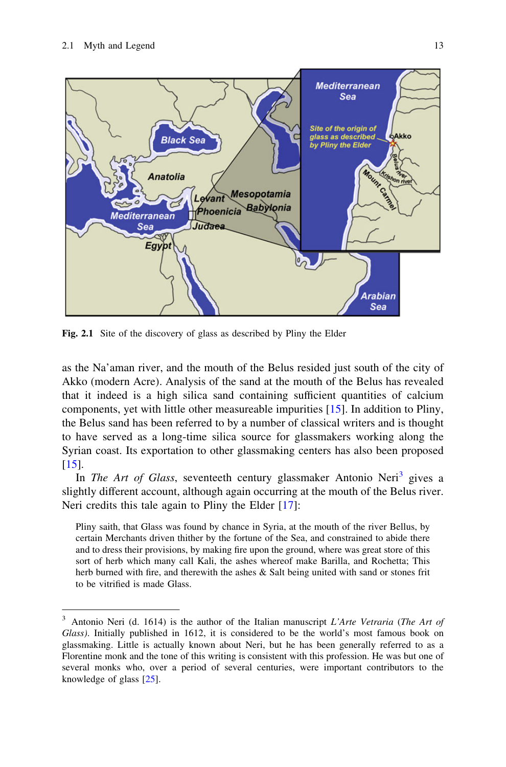Fig. 2.1 Site of the discovery of glass as described by Pliny the Elder

as the Na'aman river, and the mouth of the Belus resided just south of the city of Akko (modern Acre). Analysis of the sand at the mouth of the Belus has revealed that it indeed is a high silica sand containing sufficient quantities of calcium components, yet with little other measureable impurities [15]. In addition to Pliny, the Belus sand has been referred to by a number of classical writers and is thought to have served as a long-time silica source for glassmakers working along the Syrian coast. Its exportation to other glassmaking centers has also been proposed [15].

In *The Art of Glass*, seventeenth century glassmaker Antonio Neri[3] gives a slightly different account, although again occurring at the mouth of the Belus river. Neri credits this tale again to Pliny the Elder [17]:

> Pliny saith, that Glass was found by chance in Syria, at the mouth of the river Bellus, by certain Merchants driven thither by the fortune of the Sea, and constrained to abide there and to dress their provisions, by making fire upon the ground, where was great store of this sort of herb which many call Kali, the ashes whereof make Barilla, and Rochetta; This herb burned with fire, and therewith the ashes & Salt being united with sand or stones frit to be vitrified is made Glass.

---

[3] Antonio Neri (d. 1614) is the author of the Italian manuscript *L'Arte Vetraria* (*The Art of Glass)*. Initially published in 1612, it is considered to be the world's most famous book on glassmaking. Little is actually known about Neri, but he has been generally referred to as a Florentine monk and the tone of this writing is consistent with this profession. He was but one of several monks who, over a period of several centuries, were important contributors to the knowledge of glass [25].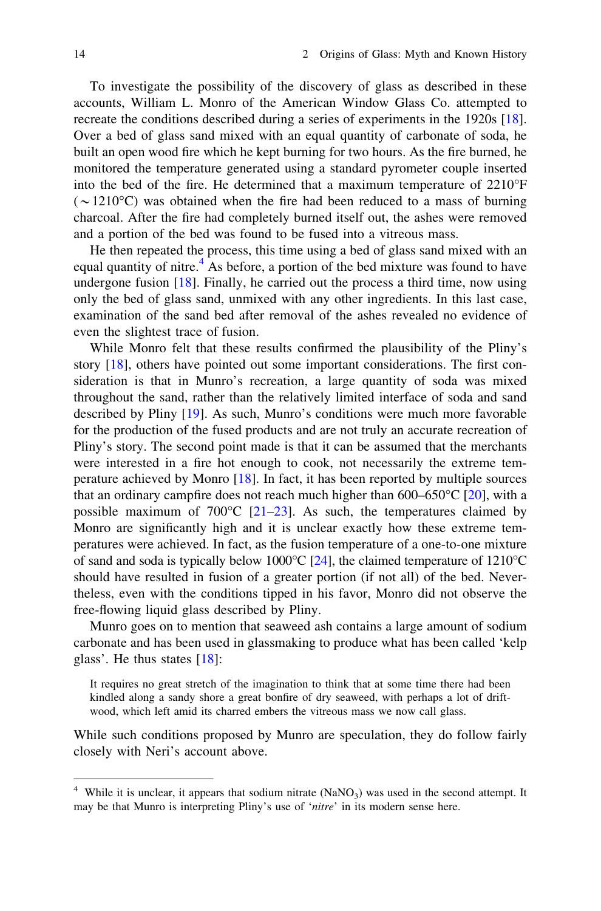To investigate the possibility of the discovery of glass as described in these accounts, William L. Monro of the American Window Glass Co. attempted to recreate the conditions described during a series of experiments in the 1920s [18]. Over a bed of glass sand mixed with an equal quantity of carbonate of soda, he built an open wood fire which he kept burning for two hours. As the fire burned, he monitored the temperature generated using a standard pyrometer couple inserted into the bed of the fire. He determined that a maximum temperature of 2210°F (~1210°C) was obtained when the fire had been reduced to a mass of burning charcoal. After the fire had completely burned itself out, the ashes were removed and a portion of the bed was found to be fused into a vitreous mass.

He then repeated the process, this time using a bed of glass sand mixed with an equal quantity of nitre.[4] As before, a portion of the bed mixture was found to have undergone fusion [18]. Finally, he carried out the process a third time, now using only the bed of glass sand, unmixed with any other ingredients. In this last case, examination of the sand bed after removal of the ashes revealed no evidence of even the slightest trace of fusion.

While Monro felt that these results confirmed the plausibility of the Pliny's story [18], others have pointed out some important considerations. The first consideration is that in Munro's recreation, a large quantity of soda was mixed throughout the sand, rather than the relatively limited interface of soda and sand described by Pliny [19]. As such, Munro's conditions were much more favorable for the production of the fused products and are not truly an accurate recreation of Pliny's story. The second point made is that it can be assumed that the merchants were interested in a fire hot enough to cook, not necessarily the extreme temperature achieved by Monro [18]. In fact, it has been reported by multiple sources that an ordinary campfire does not reach much higher than 600–650°C [20], with a possible maximum of 700°C [21–23]. As such, the temperatures claimed by Monro are significantly high and it is unclear exactly how these extreme temperatures were achieved. In fact, as the fusion temperature of a one-to-one mixture of sand and soda is typically below 1000°C [24], the claimed temperature of 1210°C should have resulted in fusion of a greater portion (if not all) of the bed. Nevertheless, even with the conditions tipped in his favor, Monro did not observe the free-flowing liquid glass described by Pliny.

Munro goes on to mention that seaweed ash contains a large amount of sodium carbonate and has been used in glassmaking to produce what has been called 'kelp glass'. He thus states [18]:

> It requires no great stretch of the imagination to think that at some time there had been kindled along a sandy shore a great bonfire of dry seaweed, with perhaps a lot of driftwood, which left amid its charred embers the vitreous mass we now call glass.

While such conditions proposed by Munro are speculation, they do follow fairly closely with Neri's account above.

---

[4] While it is unclear, it appears that sodium nitrate ($NaNO_3$) was used in the second attempt. It may be that Munro is interpreting Pliny's use of '*nitre*' in its modern sense here.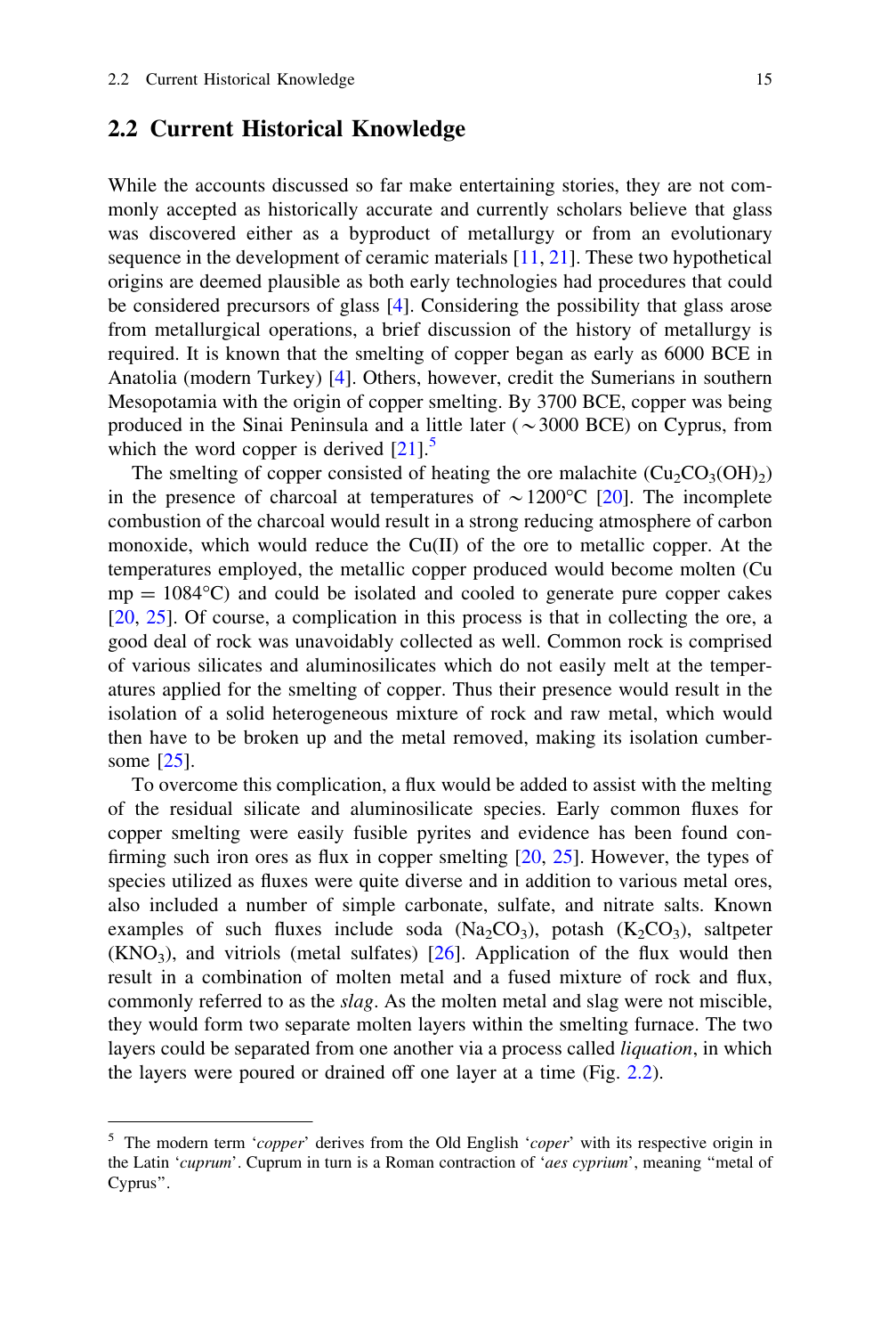## 2.2 Current Historical Knowledge

While the accounts discussed so far make entertaining stories, they are not commonly accepted as historically accurate and currently scholars believe that glass was discovered either as a byproduct of metallurgy or from an evolutionary sequence in the development of ceramic materials [11, 21]. These two hypothetical origins are deemed plausible as both early technologies had procedures that could be considered precursors of glass [4]. Considering the possibility that glass arose from metallurgical operations, a brief discussion of the history of metallurgy is required. It is known that the smelting of copper began as early as 6000 BCE in Anatolia (modern Turkey) [4]. Others, however, credit the Sumerians in southern Mesopotamia with the origin of copper smelting. By 3700 BCE, copper was being produced in the Sinai Peninsula and a little later ($\sim$3000 BCE) on Cyprus, from which the word copper is derived [21].[5]

The smelting of copper consisted of heating the ore malachite ($Cu_2CO_3(OH)_2$) in the presence of charcoal at temperatures of $\sim$1200°C [20]. The incomplete combustion of the charcoal would result in a strong reducing atmosphere of carbon monoxide, which would reduce the Cu(II) of the ore to metallic copper. At the temperatures employed, the metallic copper produced would become molten (Cu mp = 1084°C) and could be isolated and cooled to generate pure copper cakes [20, 25]. Of course, a complication in this process is that in collecting the ore, a good deal of rock was unavoidably collected as well. Common rock is comprised of various silicates and aluminosilicates which do not easily melt at the temperatures applied for the smelting of copper. Thus their presence would result in the isolation of a solid heterogeneous mixture of rock and raw metal, which would then have to be broken up and the metal removed, making its isolation cumbersome [25].

To overcome this complication, a flux would be added to assist with the melting of the residual silicate and aluminosilicate species. Early common fluxes for copper smelting were easily fusible pyrites and evidence has been found confirming such iron ores as flux in copper smelting [20, 25]. However, the types of species utilized as fluxes were quite diverse and in addition to various metal ores, also included a number of simple carbonate, sulfate, and nitrate salts. Known examples of such fluxes include soda ($Na_2CO_3$), potash ($K_2CO_3$), saltpeter ($KNO_3$), and vitriols (metal sulfates) [26]. Application of the flux would then result in a combination of molten metal and a fused mixture of rock and flux, commonly referred to as the *slag*. As the molten metal and slag were not miscible, they would form two separate molten layers within the smelting furnace. The two layers could be separated from one another via a process called *liquation*, in which the layers were poured or drained off one layer at a time (Fig. 2.2).

---

[5] The modern term '*copper*' derives from the Old English '*coper*' with its respective origin in the Latin '*cuprum*'. Cuprum in turn is a Roman contraction of '*aes cyprium*', meaning "metal of Cyprus".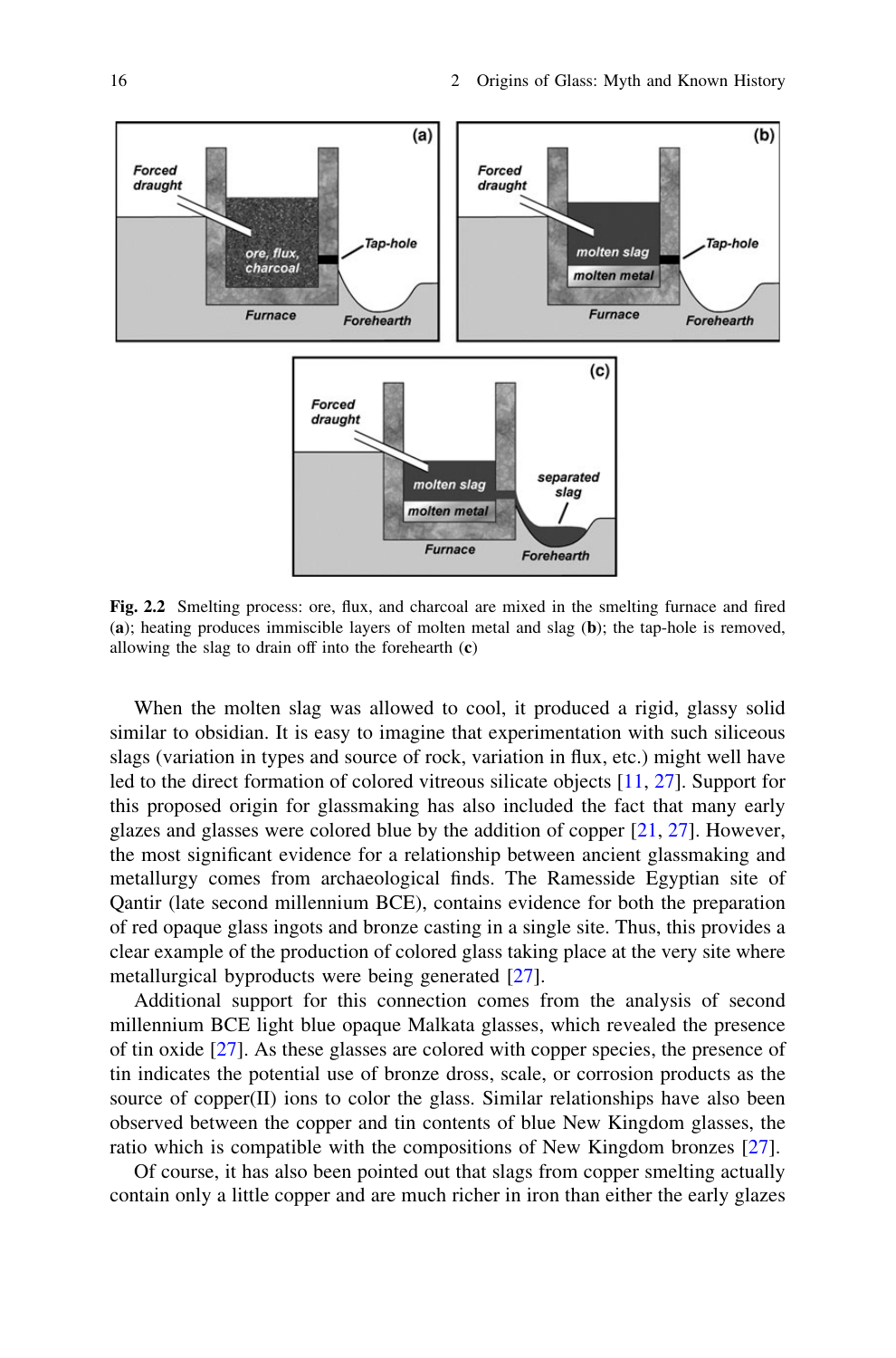Forced draught

Tap-hole

ore, flux, charcoal

Furnace

Forehearth

(a)

Forced draught

Tap-hole

molten slag

molten metal

Furnace

Forehearth

(b)

Forced draught

molten slag

molten metal

separated slag

Furnace

Forehearth

(c)

**Fig. 2.2** Smelting process: ore, flux, and charcoal are mixed in the smelting furnace and fired (**a**); heating produces immiscible layers of molten metal and slag (**b**); the tap-hole is removed, allowing the slag to drain off into the forehearth (**c**)

When the molten slag was allowed to cool, it produced a rigid, glassy solid similar to obsidian. It is easy to imagine that experimentation with such siliceous slags (variation in types and source of rock, variation in flux, etc.) might well have led to the direct formation of colored vitreous silicate objects [11, 27]. Support for this proposed origin for glassmaking has also included the fact that many early glazes and glasses were colored blue by the addition of copper [21, 27]. However, the most significant evidence for a relationship between ancient glassmaking and metallurgy comes from archaeological finds. The Ramesside Egyptian site of Qantir (late second millennium BCE), contains evidence for both the preparation of red opaque glass ingots and bronze casting in a single site. Thus, this provides a clear example of the production of colored glass taking place at the very site where metallurgical byproducts were being generated [27].

Additional support for this connection comes from the analysis of second millennium BCE light blue opaque Malkata glasses, which revealed the presence of tin oxide [27]. As these glasses are colored with copper species, the presence of tin indicates the potential use of bronze dross, scale, or corrosion products as the source of copper(II) ions to color the glass. Similar relationships have also been observed between the copper and tin contents of blue New Kingdom glasses, the ratio which is compatible with the compositions of New Kingdom bronzes [27].

Of course, it has also been pointed out that slags from copper smelting actually contain only a little copper and are much richer in iron than either the early glazes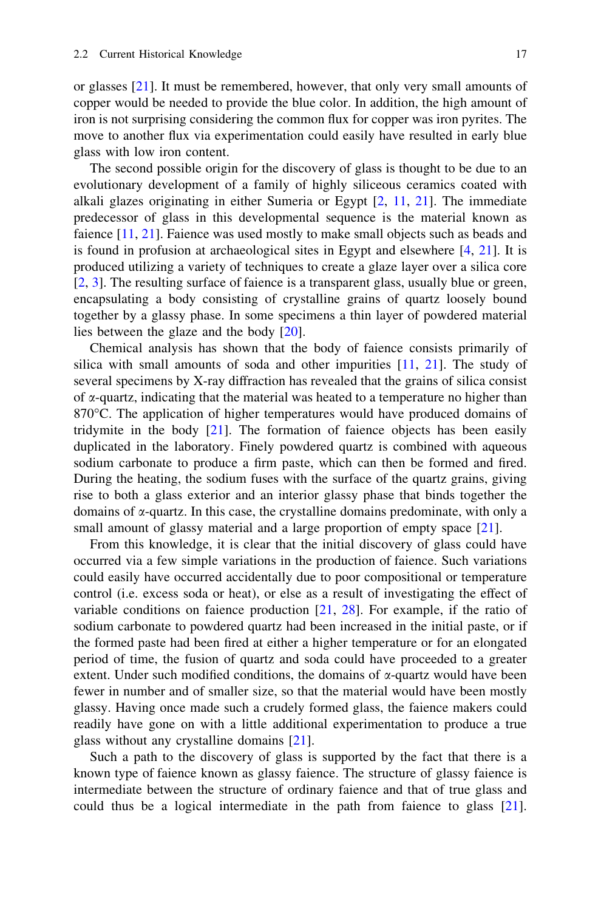or glasses [21]. It must be remembered, however, that only very small amounts of copper would be needed to provide the blue color. In addition, the high amount of iron is not surprising considering the common flux for copper was iron pyrites. The move to another flux via experimentation could easily have resulted in early blue glass with low iron content.

The second possible origin for the discovery of glass is thought to be due to an evolutionary development of a family of highly siliceous ceramics coated with alkali glazes originating in either Sumeria or Egypt [2, 11, 21]. The immediate predecessor of glass in this developmental sequence is the material known as faience [11, 21]. Faience was used mostly to make small objects such as beads and is found in profusion at archaeological sites in Egypt and elsewhere [4, 21]. It is produced utilizing a variety of techniques to create a glaze layer over a silica core [2, 3]. The resulting surface of faience is a transparent glass, usually blue or green, encapsulating a body consisting of crystalline grains of quartz loosely bound together by a glassy phase. In some specimens a thin layer of powdered material lies between the glaze and the body [20].

Chemical analysis has shown that the body of faience consists primarily of silica with small amounts of soda and other impurities [11, 21]. The study of several specimens by X-ray diffraction has revealed that the grains of silica consist of α-quartz, indicating that the material was heated to a temperature no higher than 870°C. The application of higher temperatures would have produced domains of tridymite in the body [21]. The formation of faience objects has been easily duplicated in the laboratory. Finely powdered quartz is combined with aqueous sodium carbonate to produce a firm paste, which can then be formed and fired. During the heating, the sodium fuses with the surface of the quartz grains, giving rise to both a glass exterior and an interior glassy phase that binds together the domains of α-quartz. In this case, the crystalline domains predominate, with only a small amount of glassy material and a large proportion of empty space [21].

From this knowledge, it is clear that the initial discovery of glass could have occurred via a few simple variations in the production of faience. Such variations could easily have occurred accidentally due to poor compositional or temperature control (i.e. excess soda or heat), or else as a result of investigating the effect of variable conditions on faience production [21, 28]. For example, if the ratio of sodium carbonate to powdered quartz had been increased in the initial paste, or if the formed paste had been fired at either a higher temperature or for an elongated period of time, the fusion of quartz and soda could have proceeded to a greater extent. Under such modified conditions, the domains of α-quartz would have been fewer in number and of smaller size, so that the material would have been mostly glassy. Having once made such a crudely formed glass, the faience makers could readily have gone on with a little additional experimentation to produce a true glass without any crystalline domains [21].

Such a path to the discovery of glass is supported by the fact that there is a known type of faience known as glassy faience. The structure of glassy faience is intermediate between the structure of ordinary faience and that of true glass and could thus be a logical intermediate in the path from faience to glass [21].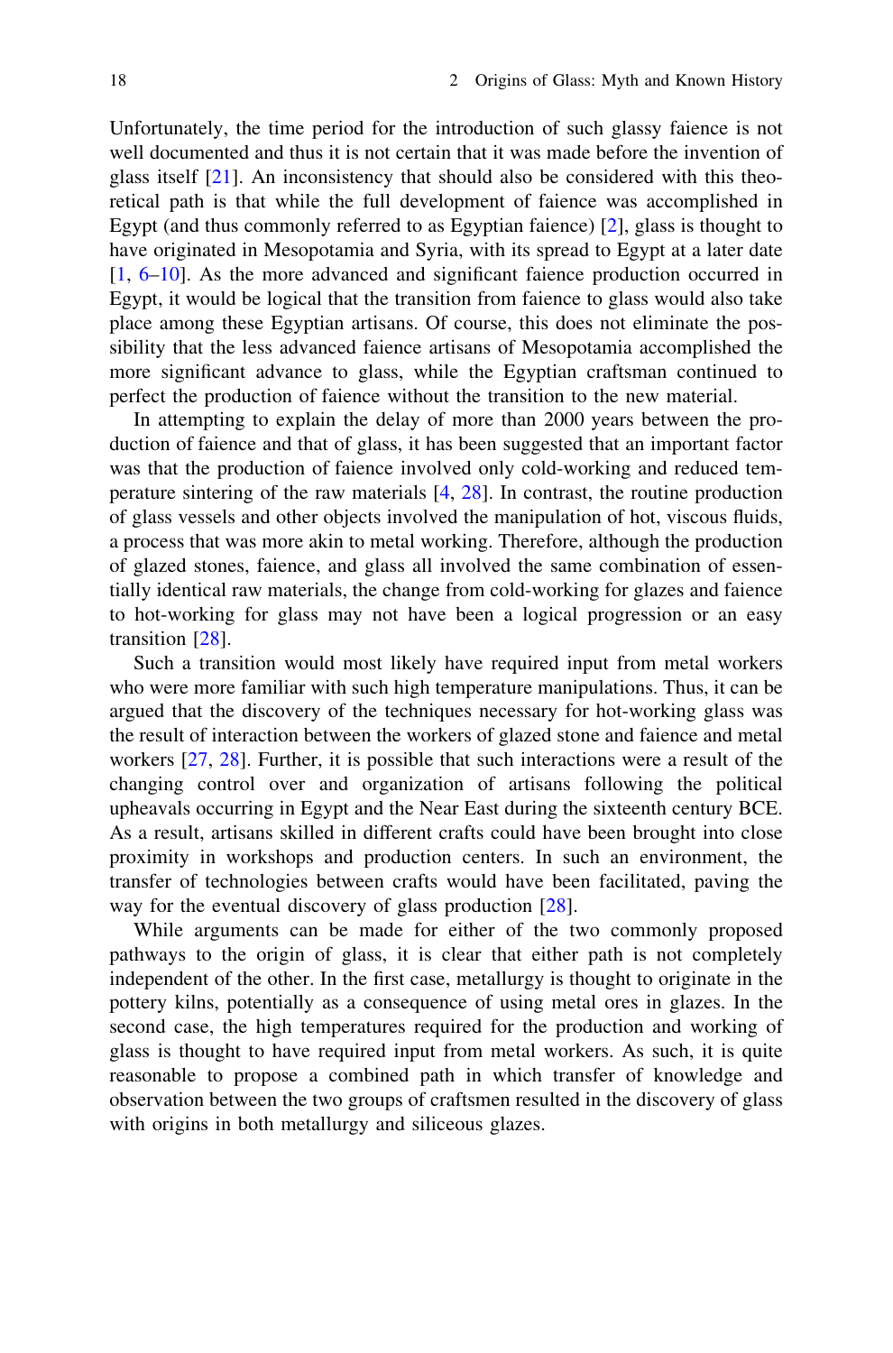Unfortunately, the time period for the introduction of such glassy faience is not well documented and thus it is not certain that it was made before the invention of glass itself [21]. An inconsistency that should also be considered with this theoretical path is that while the full development of faience was accomplished in Egypt (and thus commonly referred to as Egyptian faience) [2], glass is thought to have originated in Mesopotamia and Syria, with its spread to Egypt at a later date [1, 6–10]. As the more advanced and significant faience production occurred in Egypt, it would be logical that the transition from faience to glass would also take place among these Egyptian artisans. Of course, this does not eliminate the possibility that the less advanced faience artisans of Mesopotamia accomplished the more significant advance to glass, while the Egyptian craftsman continued to perfect the production of faience without the transition to the new material.

In attempting to explain the delay of more than 2000 years between the production of faience and that of glass, it has been suggested that an important factor was that the production of faience involved only cold-working and reduced temperature sintering of the raw materials [4, 28]. In contrast, the routine production of glass vessels and other objects involved the manipulation of hot, viscous fluids, a process that was more akin to metal working. Therefore, although the production of glazed stones, faience, and glass all involved the same combination of essentially identical raw materials, the change from cold-working for glazes and faience to hot-working for glass may not have been a logical progression or an easy transition [28].

Such a transition would most likely have required input from metal workers who were more familiar with such high temperature manipulations. Thus, it can be argued that the discovery of the techniques necessary for hot-working glass was the result of interaction between the workers of glazed stone and faience and metal workers [27, 28]. Further, it is possible that such interactions were a result of the changing control over and organization of artisans following the political upheavals occurring in Egypt and the Near East during the sixteenth century BCE. As a result, artisans skilled in different crafts could have been brought into close proximity in workshops and production centers. In such an environment, the transfer of technologies between crafts would have been facilitated, paving the way for the eventual discovery of glass production [28].

While arguments can be made for either of the two commonly proposed pathways to the origin of glass, it is clear that either path is not completely independent of the other. In the first case, metallurgy is thought to originate in the pottery kilns, potentially as a consequence of using metal ores in glazes. In the second case, the high temperatures required for the production and working of glass is thought to have required input from metal workers. As such, it is quite reasonable to propose a combined path in which transfer of knowledge and observation between the two groups of craftsmen resulted in the discovery of glass with origins in both metallurgy and siliceous glazes.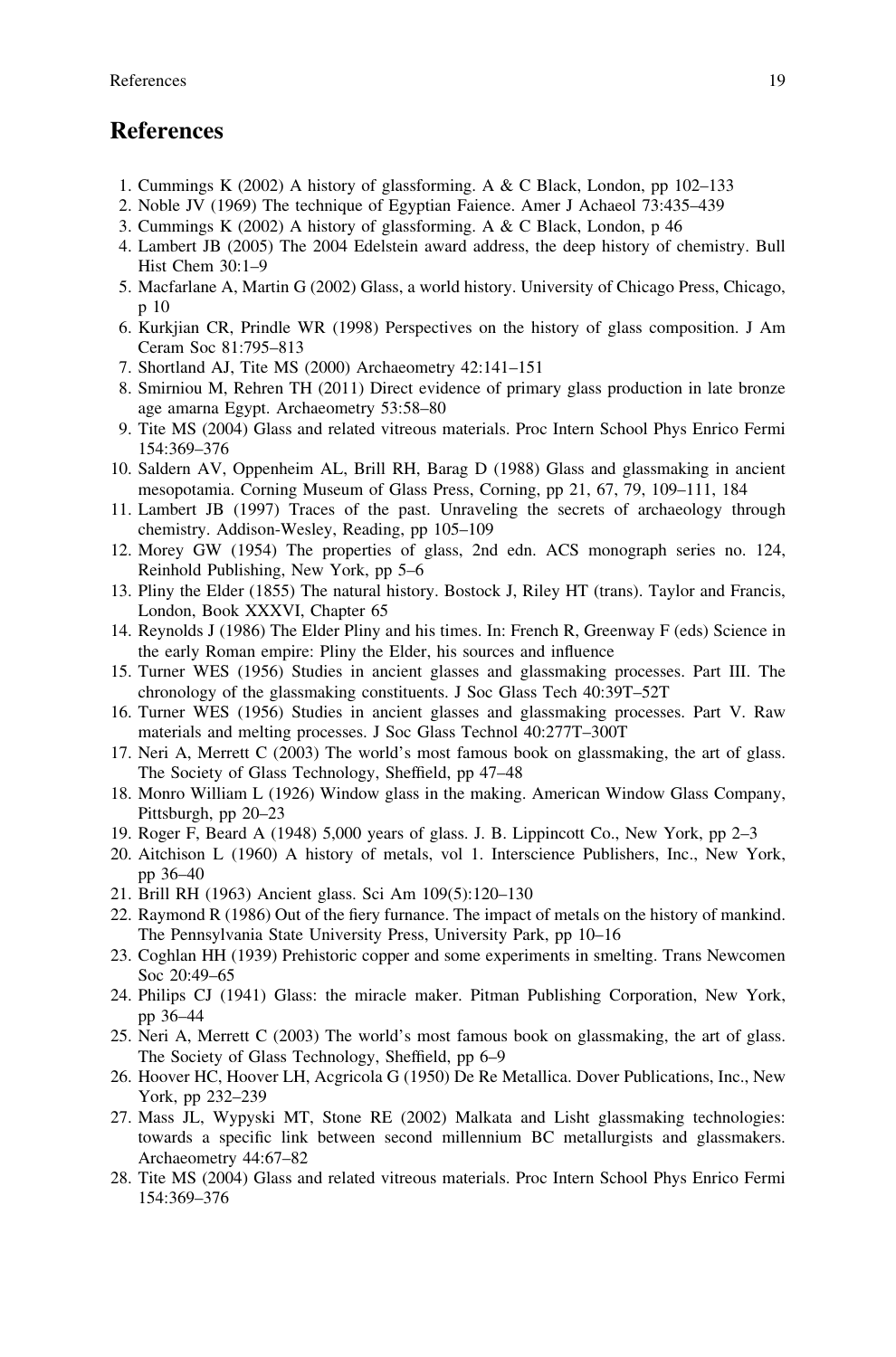# References

1. Cummings K (2002) A history of glassforming. A & C Black, London, pp 102–133
2. Noble JV (1969) The technique of Egyptian Faience. Amer J Achaeol 73:435–439
3. Cummings K (2002) A history of glassforming. A & C Black, London, p 46
4. Lambert JB (2005) The 2004 Edelstein award address, the deep history of chemistry. Bull Hist Chem 30:1–9
5. Macfarlane A, Martin G (2002) Glass, a world history. University of Chicago Press, Chicago, p 10
6. Kurkjian CR, Prindle WR (1998) Perspectives on the history of glass composition. J Am Ceram Soc 81:795–813
7. Shortland AJ, Tite MS (2000) Archaeometry 42:141–151
8. Smirniou M, Rehren TH (2011) Direct evidence of primary glass production in late bronze age amarna Egypt. Archaeometry 53:58–80
9. Tite MS (2004) Glass and related vitreous materials. Proc Intern School Phys Enrico Fermi 154:369–376
10. Saldern AV, Oppenheim AL, Brill RH, Barag D (1988) Glass and glassmaking in ancient mesopotamia. Corning Museum of Glass Press, Corning, pp 21, 67, 79, 109–111, 184
11. Lambert JB (1997) Traces of the past. Unraveling the secrets of archaeology through chemistry. Addison-Wesley, Reading, pp 105–109
12. Morey GW (1954) The properties of glass, 2nd edn. ACS monograph series no. 124, Reinhold Publishing, New York, pp 5–6
13. Pliny the Elder (1855) The natural history. Bostock J, Riley HT (trans). Taylor and Francis, London, Book XXXVI, Chapter 65
14. Reynolds J (1986) The Elder Pliny and his times. In: French R, Greenway F (eds) Science in the early Roman empire: Pliny the Elder, his sources and influence
15. Turner WES (1956) Studies in ancient glasses and glassmaking processes. Part III. The chronology of the glassmaking constituents. J Soc Glass Tech 40:39T–52T
16. Turner WES (1956) Studies in ancient glasses and glassmaking processes. Part V. Raw materials and melting processes. J Soc Glass Technol 40:277T–300T
17. Neri A, Merrett C (2003) The world's most famous book on glassmaking, the art of glass. The Society of Glass Technology, Sheffield, pp 47–48
18. Monro William L (1926) Window glass in the making. American Window Glass Company, Pittsburgh, pp 20–23
19. Roger F, Beard A (1948) 5,000 years of glass. J. B. Lippincott Co., New York, pp 2–3
20. Aitchison L (1960) A history of metals, vol 1. Interscience Publishers, Inc., New York, pp 36–40
21. Brill RH (1963) Ancient glass. Sci Am 109(5):120–130
22. Raymond R (1986) Out of the fiery furnance. The impact of metals on the history of mankind. The Pennsylvania State University Press, University Park, pp 10–16
23. Coghlan HH (1939) Prehistoric copper and some experiments in smelting. Trans Newcomen Soc 20:49–65
24. Philips CJ (1941) Glass: the miracle maker. Pitman Publishing Corporation, New York, pp 36–44
25. Neri A, Merrett C (2003) The world's most famous book on glassmaking, the art of glass. The Society of Glass Technology, Sheffield, pp 6–9
26. Hoover HC, Hoover LH, Acgricola G (1950) De Re Metallica. Dover Publications, Inc., New York, pp 232–239
27. Mass JL, Wypyski MT, Stone RE (2002) Malkata and Lisht glassmaking technologies: towards a specific link between second millennium BC metallurgists and glassmakers. Archaeometry 44:67–82
28. Tite MS (2004) Glass and related vitreous materials. Proc Intern School Phys Enrico Fermi 154:369–376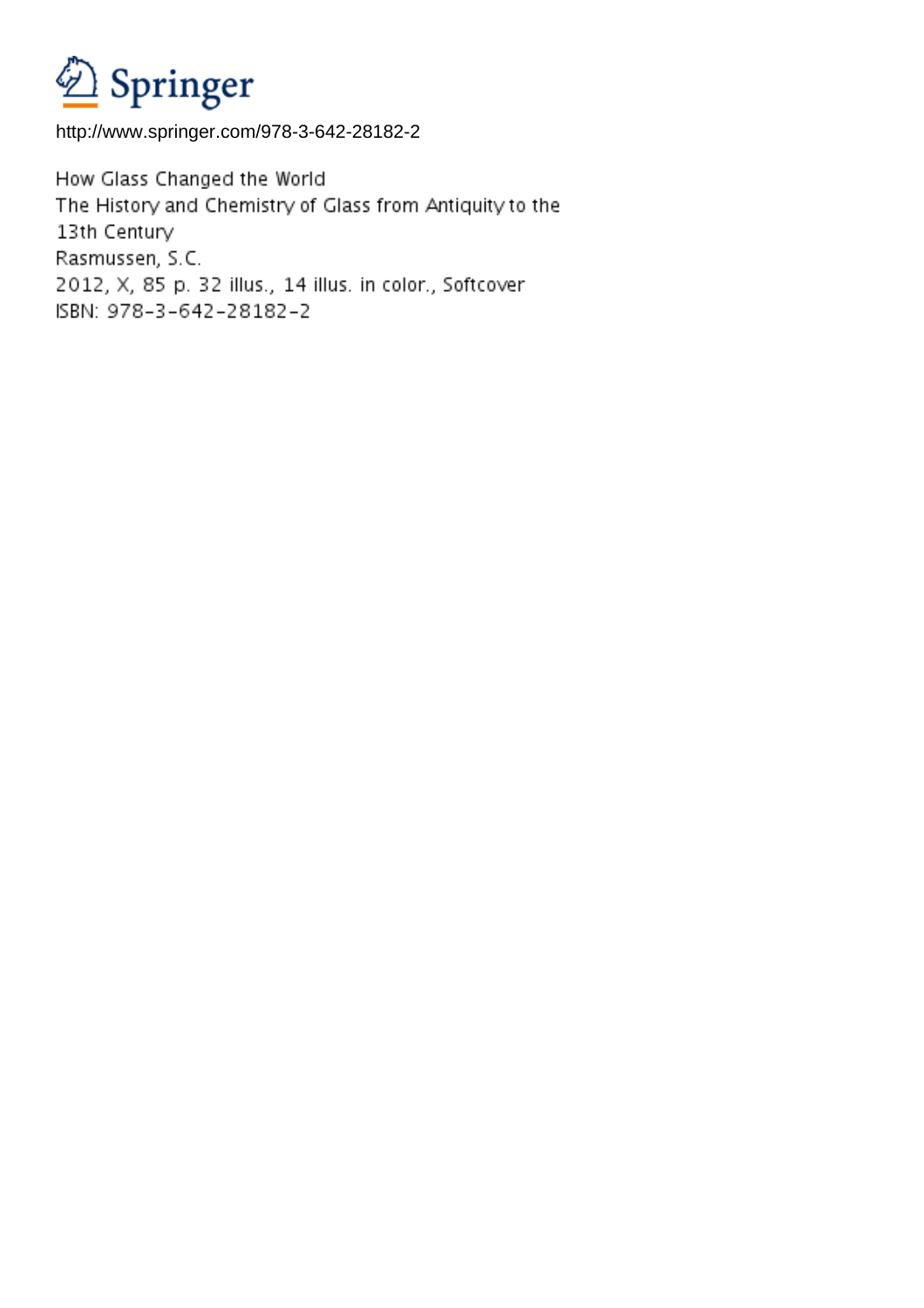Springer

http://www.springer.com/978-3-642-28182-2

How Glass Changed the World
The History and Chemistry of Glass from Antiquity to the 13th Century
Rasmussen, S.C.
2012, X, 85 p. 32 illus., 14 illus. in color., Softcover
ISBN: 978-3-642-28182-2